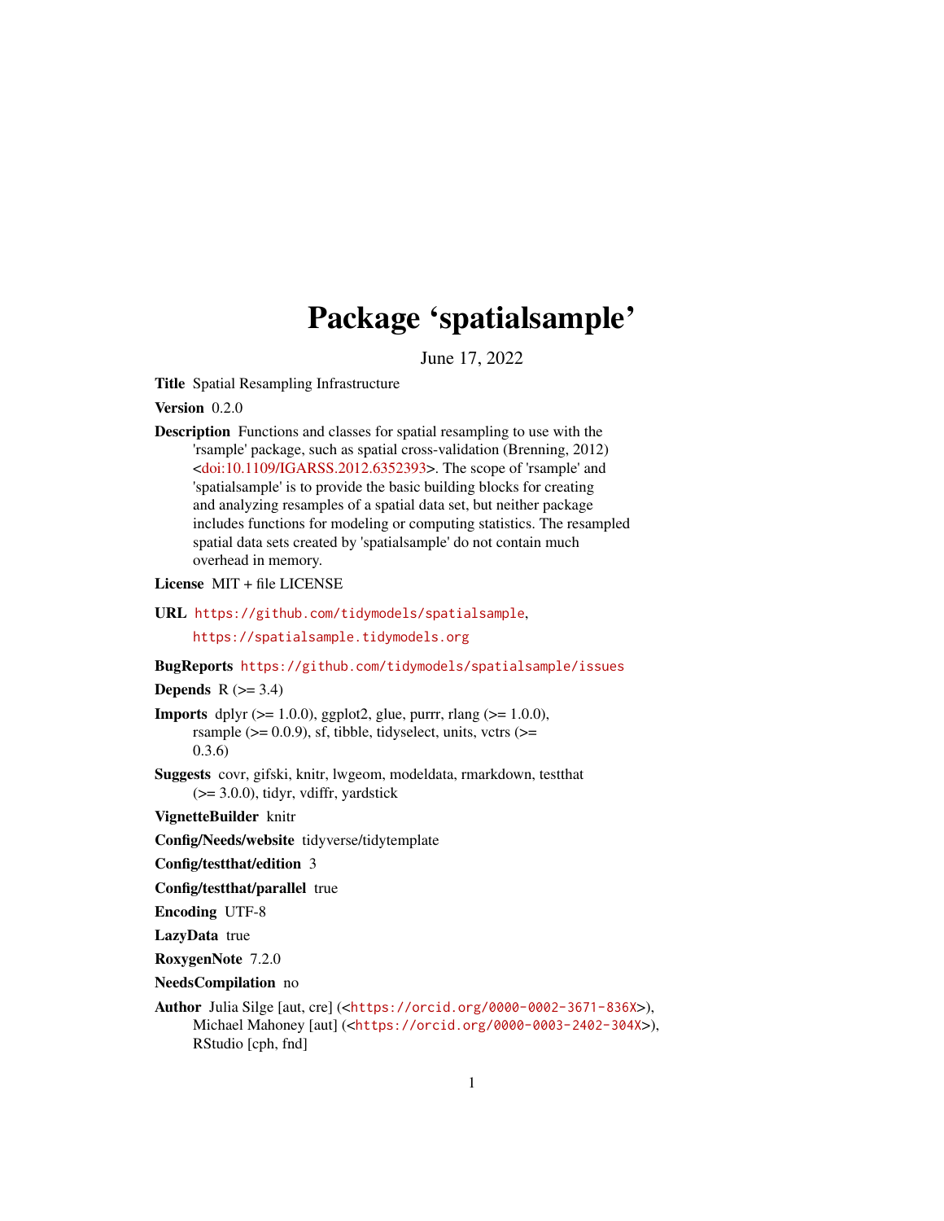# Package 'spatialsample'

June 17, 2022

**Title** Spatial Resampling Infrastructure

**Version** 0.2.0

**Description** Functions and classes for spatial resampling to use with the 'rsample' package, such as spatial cross-validation (Brenning, 2012) <doi:10.1109/IGARSS.2012.6352393>. The scope of 'rsample' and 'spatialsample' is to provide the basic building blocks for creating and analyzing resamples of a spatial data set, but neither package includes functions for modeling or computing statistics. The resampled spatial data sets created by 'spatialsample' do not contain much overhead in memory.

**License** MIT + file LICENSE

**URL** https://github.com/tidymodels/spatialsample, https://spatialsample.tidymodels.org

**BugReports** https://github.com/tidymodels/spatialsample/issues

**Depends** R (>= 3.4)

**Imports** dplyr (>= 1.0.0), ggplot2, glue, purrr, rlang (>= 1.0.0), rsample (>= 0.0.9), sf, tibble, tidyselect, units, vctrs (>= 0.3.6)

**Suggests** covr, gifski, knitr, lwgeom, modeldata, rmarkdown, testthat (>= 3.0.0), tidyr, vdiffr, yardstick

**VignetteBuilder** knitr

**Config/Needs/website** tidyverse/tidytemplate

**Config/testthat/edition** 3

**Config/testthat/parallel** true

**Encoding** UTF-8

**LazyData** true

**RoxygenNote** 7.2.0

**NeedsCompilation** no

**Author** Julia Silge [aut, cre] (<https://orcid.org/0000-0002-3671-836X>), Michael Mahoney [aut] (<https://orcid.org/0000-0003-2402-304X>), RStudio [cph, fnd]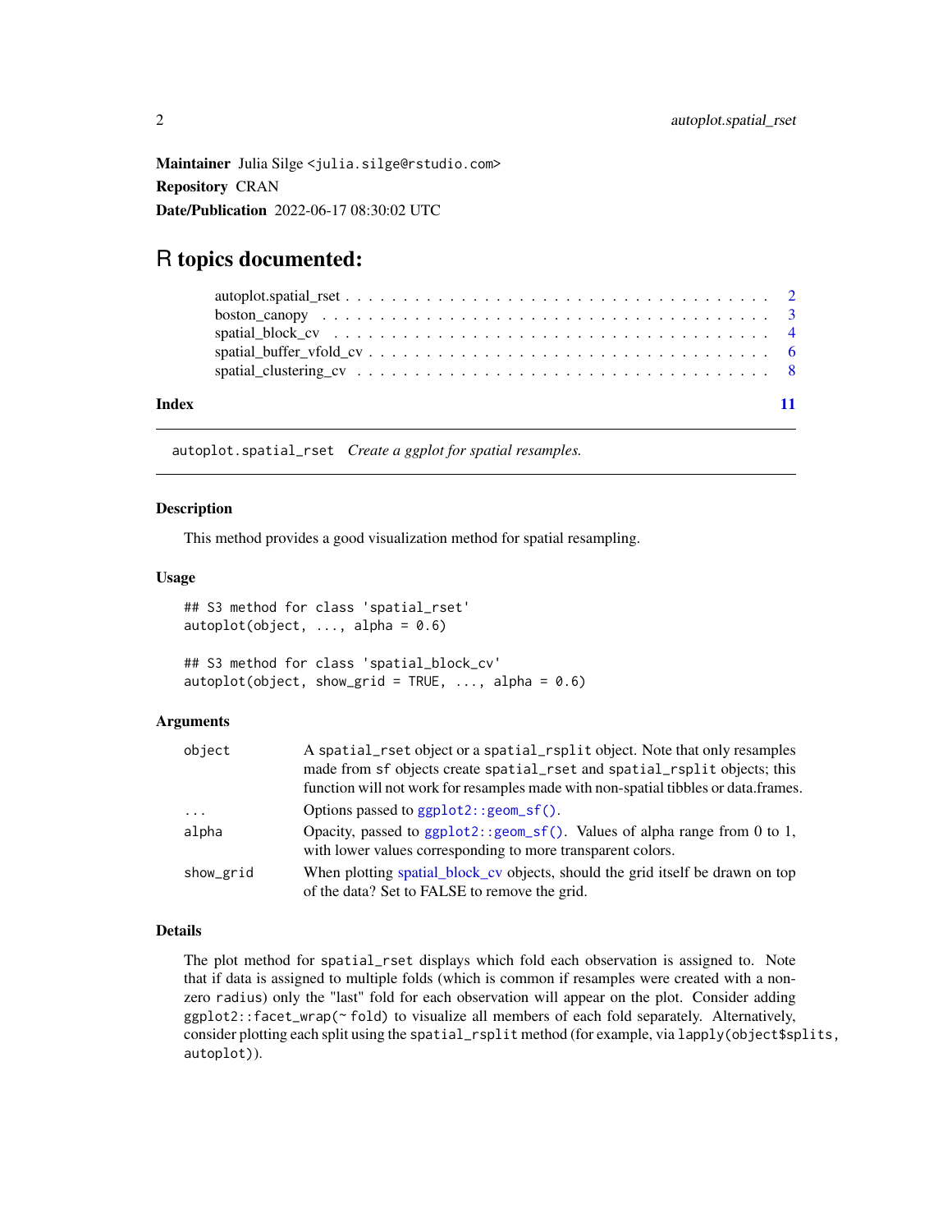**Maintainer** Julia Silge <julia.silge@rstudio.com>

**Repository** CRAN

**Date/Publication** 2022-06-17 08:30:02 UTC

# R topics documented:

- autoplot.spatial_rset . . . . . . . . . . . . . . . . . . . . . . . . . . . . . . . . . . . . 2
- boston_canopy . . . . . . . . . . . . . . . . . . . . . . . . . . . . . . . . . . . . . . . 3
- spatial_block_cv . . . . . . . . . . . . . . . . . . . . . . . . . . . . . . . . . . . . . . 4
- spatial_buffer_vfold_cv . . . . . . . . . . . . . . . . . . . . . . . . . . . . . . . . . . . 6
- spatial_clustering_cv . . . . . . . . . . . . . . . . . . . . . . . . . . . . . . . . . . . . 8

**Index** 11

---

`autoplot.spatial_rset` *Create a ggplot for spatial resamples.*

---

### Description

This method provides a good visualization method for spatial resampling.

### Usage

```
## S3 method for class 'spatial_rset'
autoplot(object, ..., alpha = 0.6)

## S3 method for class 'spatial_block_cv'
autoplot(object, show_grid = TRUE, ..., alpha = 0.6)
```

### Arguments

| | |
|---|---|
| `object` | A `spatial_rset` object or a `spatial_rsplit` object. Note that only resamples made from `sf` objects create `spatial_rset` and `spatial_rsplit` objects; this function will not work for resamples made with non-spatial tibbles or data.frames. |
| `...` | Options passed to `ggplot2::geom_sf()`. |
| `alpha` | Opacity, passed to `ggplot2::geom_sf()`. Values of alpha range from 0 to 1, with lower values corresponding to more transparent colors. |
| `show_grid` | When plotting spatial_block_cv objects, should the grid itself be drawn on top of the data? Set to FALSE to remove the grid. |

### Details

The plot method for `spatial_rset` displays which fold each observation is assigned to. Note that if data is assigned to multiple folds (which is common if resamples were created with a non-zero `radius`) only the "last" fold for each observation will appear on the plot. Consider adding `ggplot2::facet_wrap(~ fold)` to visualize all members of each fold separately. Alternatively, consider plotting each split using the `spatial_rsplit` method (for example, via `lapply(object$splits, autoplot)`).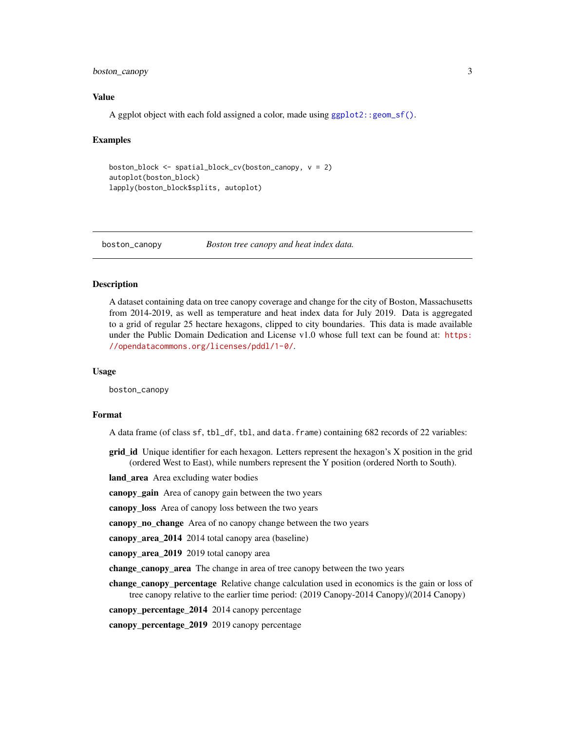### Value

A ggplot object with each fold assigned a color, made using `ggplot2::geom_sf()`.

### Examples

```
boston_block <- spatial_block_cv(boston_canopy, v = 2)
autoplot(boston_block)
lapply(boston_block$splits, autoplot)
```

---

## boston_canopy — *Boston tree canopy and heat index data.*

---

### Description

A dataset containing data on tree canopy coverage and change for the city of Boston, Massachusetts from 2014-2019, as well as temperature and heat index data for July 2019. Data is aggregated to a grid of regular 25 hectare hexagons, clipped to city boundaries. This data is made available under the Public Domain Dedication and License v1.0 whose full text can be found at: https://opendatacommons.org/licenses/pddl/1-0/.

### Usage

```
boston_canopy
```

### Format

A data frame (of class `sf`, `tbl_df`, `tbl`, and `data.frame`) containing 682 records of 22 variables:

- **grid_id** Unique identifier for each hexagon. Letters represent the hexagon's X position in the grid (ordered West to East), while numbers represent the Y position (ordered North to South).
- **land_area** Area excluding water bodies
- **canopy_gain** Area of canopy gain between the two years
- **canopy_loss** Area of canopy loss between the two years
- **canopy_no_change** Area of no canopy change between the two years
- **canopy_area_2014** 2014 total canopy area (baseline)
- **canopy_area_2019** 2019 total canopy area
- **change_canopy_area** The change in area of tree canopy between the two years
- **change_canopy_percentage** Relative change calculation used in economics is the gain or loss of tree canopy relative to the earlier time period: (2019 Canopy-2014 Canopy)/(2014 Canopy)
- **canopy_percentage_2014** 2014 canopy percentage
- **canopy_percentage_2019** 2019 canopy percentage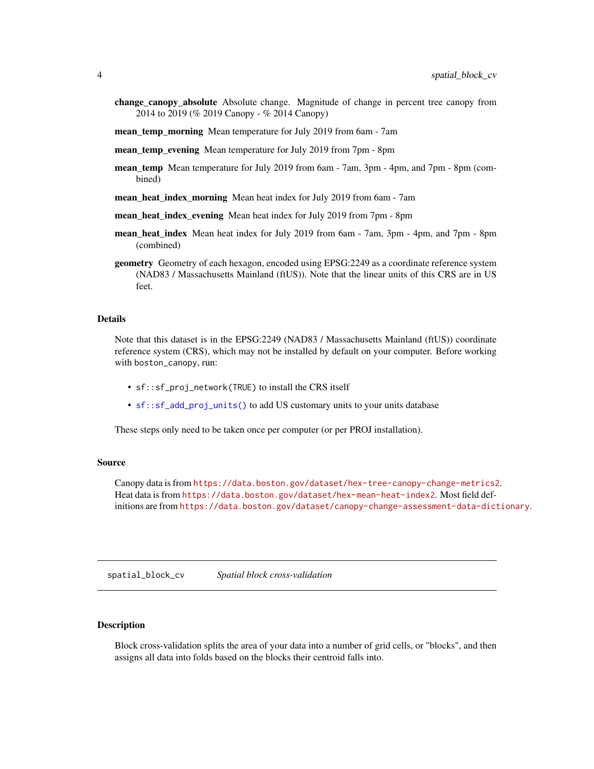**change_canopy_absolute** Absolute change. Magnitude of change in percent tree canopy from 2014 to 2019 (% 2019 Canopy - % 2014 Canopy)

**mean_temp_morning** Mean temperature for July 2019 from 6am - 7am

**mean_temp_evening** Mean temperature for July 2019 from 7pm - 8pm

**mean_temp** Mean temperature for July 2019 from 6am - 7am, 3pm - 4pm, and 7pm - 8pm (combined)

**mean_heat_index_morning** Mean heat index for July 2019 from 6am - 7am

**mean_heat_index_evening** Mean heat index for July 2019 from 7pm - 8pm

**mean_heat_index** Mean heat index for July 2019 from 6am - 7am, 3pm - 4pm, and 7pm - 8pm (combined)

**geometry** Geometry of each hexagon, encoded using EPSG:2249 as a coordinate reference system (NAD83 / Massachusetts Mainland (ftUS)). Note that the linear units of this CRS are in US feet.

### Details

Note that this dataset is in the EPSG:2249 (NAD83 / Massachusetts Mainland (ftUS)) coordinate reference system (CRS), which may not be installed by default on your computer. Before working with `boston_canopy`, run:

- `sf::sf_proj_network(TRUE)` to install the CRS itself
- `sf::sf_add_proj_units()` to add US customary units to your units database

These steps only need to be taken once per computer (or per PROJ installation).

### Source

Canopy data is from https://data.boston.gov/dataset/hex-tree-canopy-change-metrics2. Heat data is from https://data.boston.gov/dataset/hex-mean-heat-index2. Most field definitions are from https://data.boston.gov/dataset/canopy-change-assessment-data-dictionary.

## spatial_block_cv *Spatial block cross-validation*

### Description

Block cross-validation splits the area of your data into a number of grid cells, or "blocks", and then assigns all data into folds based on the blocks their centroid falls into.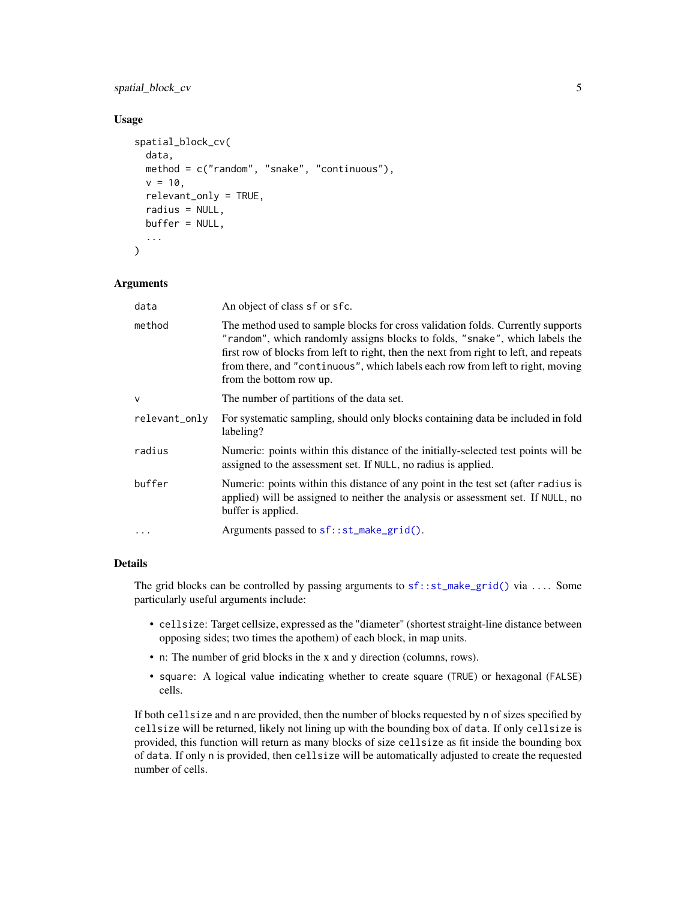## Usage

```
spatial_block_cv(
  data,
  method = c("random", "snake", "continuous"),
  v = 10,
  relevant_only = TRUE,
  radius = NULL,
  buffer = NULL,
  ...
)
```

## Arguments

| Argument | Description |
| --- | --- |
| `data` | An object of class `sf` or `sfc`. |
| `method` | The method used to sample blocks for cross validation folds. Currently supports `"random"`, which randomly assigns blocks to folds, `"snake"`, which labels the first row of blocks from left to right, then the next from right to left, and repeats from there, and `"continuous"`, which labels each row from left to right, moving from the bottom row up. |
| `v` | The number of partitions of the data set. |
| `relevant_only` | For systematic sampling, should only blocks containing data be included in fold labeling? |
| `radius` | Numeric: points within this distance of the initially-selected test points will be assigned to the assessment set. If `NULL`, no radius is applied. |
| `buffer` | Numeric: points within this distance of any point in the test set (after `radius` is applied) will be assigned to neither the analysis or assessment set. If `NULL`, no buffer is applied. |
| `...` | Arguments passed to `sf::st_make_grid()`. |

## Details

The grid blocks can be controlled by passing arguments to `sf::st_make_grid()` via `...`. Some particularly useful arguments include:

- `cellsize`: Target cellsize, expressed as the "diameter" (shortest straight-line distance between opposing sides; two times the apothem) of each block, in map units.
- `n`: The number of grid blocks in the x and y direction (columns, rows).
- `square`: A logical value indicating whether to create square (`TRUE`) or hexagonal (`FALSE`) cells.

If both `cellsize` and `n` are provided, then the number of blocks requested by `n` of sizes specified by `cellsize` will be returned, likely not lining up with the bounding box of `data`. If only `cellsize` is provided, this function will return as many blocks of size `cellsize` as fit inside the bounding box of `data`. If only `n` is provided, then `cellsize` will be automatically adjusted to create the requested number of cells.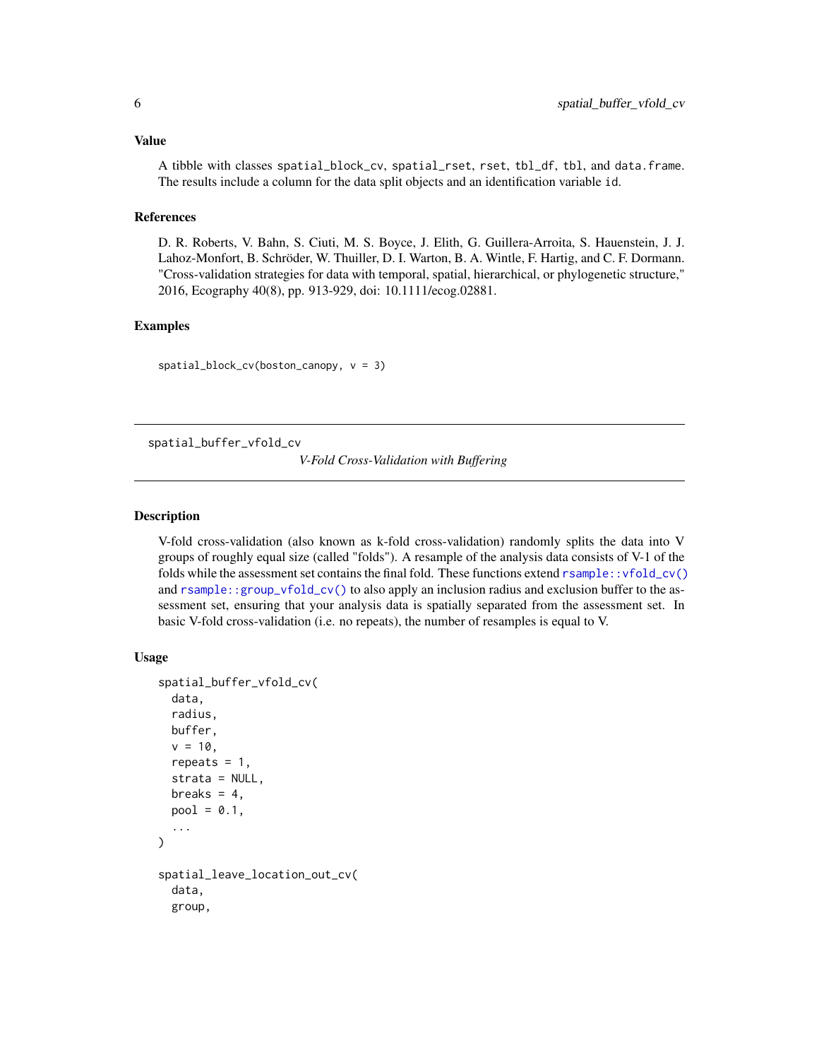### Value

A tibble with classes `spatial_block_cv`, `spatial_rset`, `rset`, `tbl_df`, `tbl`, and `data.frame`. The results include a column for the data split objects and an identification variable `id`.

### References

D. R. Roberts, V. Bahn, S. Ciuti, M. S. Boyce, J. Elith, G. Guillera-Arroita, S. Hauenstein, J. J. Lahoz-Monfort, B. Schröder, W. Thuiller, D. I. Warton, B. A. Wintle, F. Hartig, and C. F. Dormann. "Cross-validation strategies for data with temporal, spatial, hierarchical, or phylogenetic structure," 2016, Ecography 40(8), pp. 913-929, doi: 10.1111/ecog.02881.

### Examples

```
spatial_block_cv(boston_canopy, v = 3)
```

---

## spatial_buffer_vfold_cv — *V-Fold Cross-Validation with Buffering*

---

### Description

V-fold cross-validation (also known as k-fold cross-validation) randomly splits the data into V groups of roughly equal size (called "folds"). A resample of the analysis data consists of V-1 of the folds while the assessment set contains the final fold. These functions extend `rsample::vfold_cv()` and `rsample::group_vfold_cv()` to also apply an inclusion radius and exclusion buffer to the assessment set, ensuring that your analysis data is spatially separated from the assessment set. In basic V-fold cross-validation (i.e. no repeats), the number of resamples is equal to V.

### Usage

```
spatial_buffer_vfold_cv(
  data,
  radius,
  buffer,
  v = 10,
  repeats = 1,
  strata = NULL,
  breaks = 4,
  pool = 0.1,
  ...
)

spatial_leave_location_out_cv(
  data,
  group,
```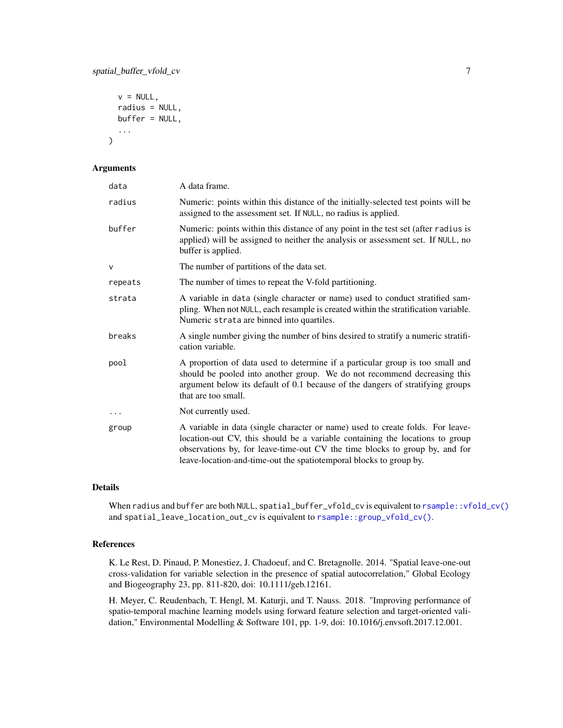```
  v = NULL,
  radius = NULL,
  buffer = NULL,
  ...
)
```

## Arguments

| | |
|---|---|
| data | A data frame. |
| radius | Numeric: points within this distance of the initially-selected test points will be assigned to the assessment set. If NULL, no radius is applied. |
| buffer | Numeric: points within this distance of any point in the test set (after radius is applied) will be assigned to neither the analysis or assessment set. If NULL, no buffer is applied. |
| v | The number of partitions of the data set. |
| repeats | The number of times to repeat the V-fold partitioning. |
| strata | A variable in data (single character or name) used to conduct stratified sampling. When not NULL, each resample is created within the stratification variable. Numeric strata are binned into quartiles. |
| breaks | A single number giving the number of bins desired to stratify a numeric stratification variable. |
| pool | A proportion of data used to determine if a particular group is too small and should be pooled into another group. We do not recommend decreasing this argument below its default of 0.1 because of the dangers of stratifying groups that are too small. |
| ... | Not currently used. |
| group | A variable in data (single character or name) used to create folds. For leave-location-out CV, this should be a variable containing the locations to group observations by, for leave-time-out CV the time blocks to group by, and for leave-location-and-time-out the spatiotemporal blocks to group by. |

## Details

When radius and buffer are both NULL, spatial_buffer_vfold_cv is equivalent to rsample::vfold_cv() and spatial_leave_location_out_cv is equivalent to rsample::group_vfold_cv().

## References

K. Le Rest, D. Pinaud, P. Monestiez, J. Chadoeuf, and C. Bretagnolle. 2014. "Spatial leave-one-out cross-validation for variable selection in the presence of spatial autocorrelation," Global Ecology and Biogeography 23, pp. 811-820, doi: 10.1111/geb.12161.

H. Meyer, C. Reudenbach, T. Hengl, M. Katurji, and T. Nauss. 2018. "Improving performance of spatio-temporal machine learning models using forward feature selection and target-oriented validation," Environmental Modelling & Software 101, pp. 1-9, doi: 10.1016/j.envsoft.2017.12.001.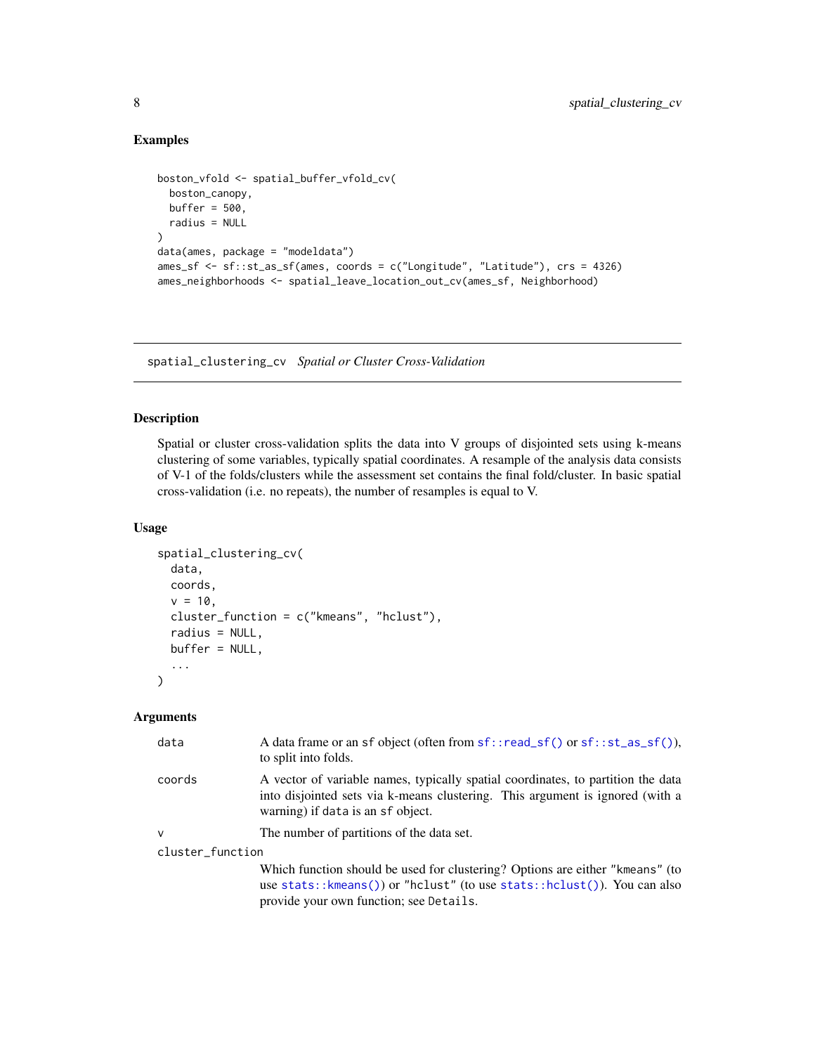### Examples

```
boston_vfold <- spatial_buffer_vfold_cv(
  boston_canopy,
  buffer = 500,
  radius = NULL
)
data(ames, package = "modeldata")
ames_sf <- sf::st_as_sf(ames, coords = c("Longitude", "Latitude"), crs = 4326)
ames_neighborhoods <- spatial_leave_location_out_cv(ames_sf, Neighborhood)
```

---

## spatial_clustering_cv *Spatial or Cluster Cross-Validation*

---

### Description

Spatial or cluster cross-validation splits the data into V groups of disjointed sets using k-means clustering of some variables, typically spatial coordinates. A resample of the analysis data consists of V-1 of the folds/clusters while the assessment set contains the final fold/cluster. In basic spatial cross-validation (i.e. no repeats), the number of resamples is equal to V.

### Usage

```
spatial_clustering_cv(
  data,
  coords,
  v = 10,
  cluster_function = c("kmeans", "hclust"),
  radius = NULL,
  buffer = NULL,
  ...
)
```

### Arguments

| | |
|---|---|
| `data` | A data frame or an `sf` object (often from `sf::read_sf()` or `sf::st_as_sf()`), to split into folds. |
| `coords` | A vector of variable names, typically spatial coordinates, to partition the data into disjointed sets via k-means clustering. This argument is ignored (with a warning) if `data` is an `sf` object. |
| `v` | The number of partitions of the data set. |
| `cluster_function` | Which function should be used for clustering? Options are either "kmeans" (to use `stats::kmeans()`) or "hclust" (to use `stats::hclust()`). You can also provide your own function; see `Details`. |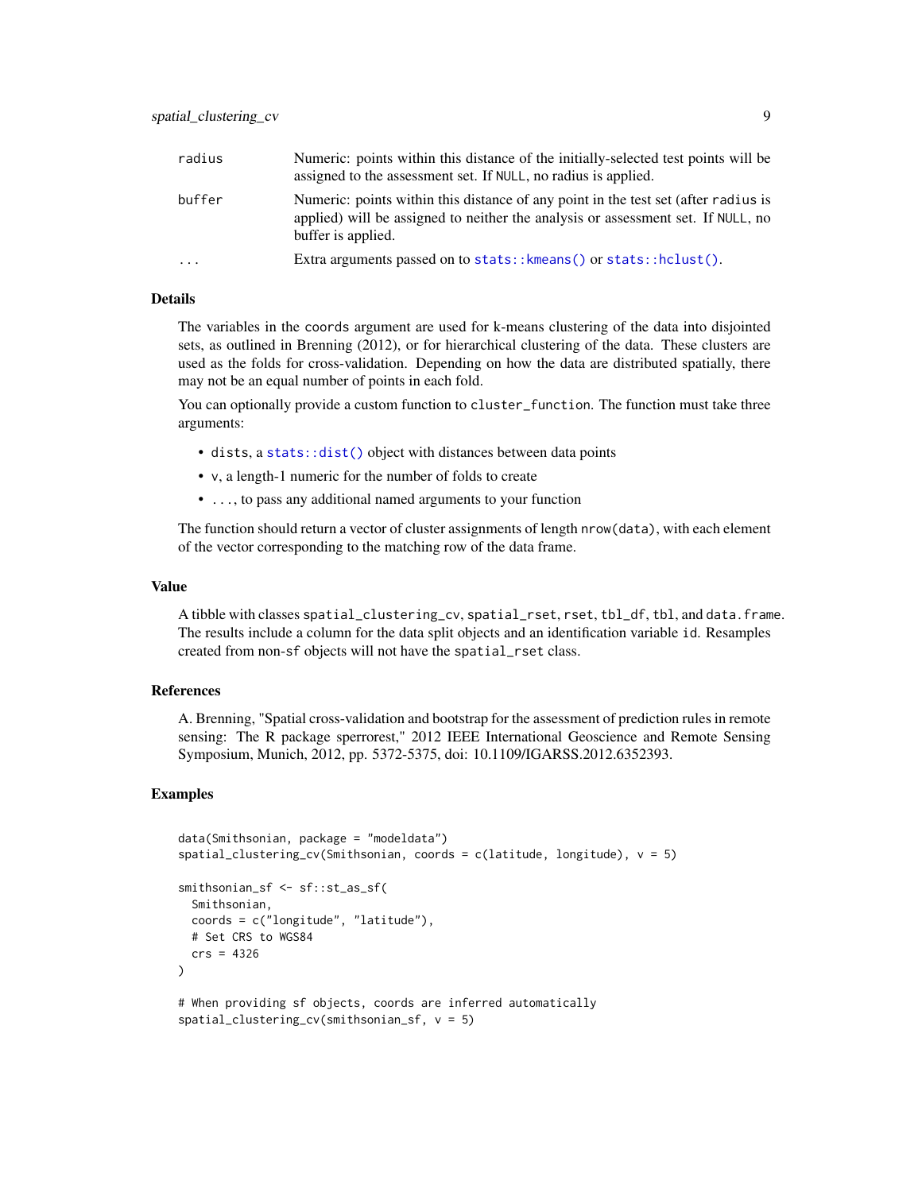| | |
|---|---|
| radius | Numeric: points within this distance of the initially-selected test points will be assigned to the assessment set. If NULL, no radius is applied. |
| buffer | Numeric: points within this distance of any point in the test set (after radius is applied) will be assigned to neither the analysis or assessment set. If NULL, no buffer is applied. |
| ... | Extra arguments passed on to stats::kmeans() or stats::hclust(). |

## Details

The variables in the coords argument are used for k-means clustering of the data into disjointed sets, as outlined in Brenning (2012), or for hierarchical clustering of the data. These clusters are used as the folds for cross-validation. Depending on how the data are distributed spatially, there may not be an equal number of points in each fold.

You can optionally provide a custom function to cluster_function. The function must take three arguments:

- dists, a stats::dist() object with distances between data points
- v, a length-1 numeric for the number of folds to create
- ..., to pass any additional named arguments to your function

The function should return a vector of cluster assignments of length nrow(data), with each element of the vector corresponding to the matching row of the data frame.

## Value

A tibble with classes spatial_clustering_cv, spatial_rset, rset, tbl_df, tbl, and data.frame. The results include a column for the data split objects and an identification variable id. Resamples created from non-sf objects will not have the spatial_rset class.

## References

A. Brenning, "Spatial cross-validation and bootstrap for the assessment of prediction rules in remote sensing: The R package sperrorest," 2012 IEEE International Geoscience and Remote Sensing Symposium, Munich, 2012, pp. 5372-5375, doi: 10.1109/IGARSS.2012.6352393.

## Examples

```
data(Smithsonian, package = "modeldata")
spatial_clustering_cv(Smithsonian, coords = c(latitude, longitude), v = 5)

smithsonian_sf <- sf::st_as_sf(
  Smithsonian,
  coords = c("longitude", "latitude"),
  # Set CRS to WGS84
  crs = 4326
)

# When providing sf objects, coords are inferred automatically
spatial_clustering_cv(smithsonian_sf, v = 5)
```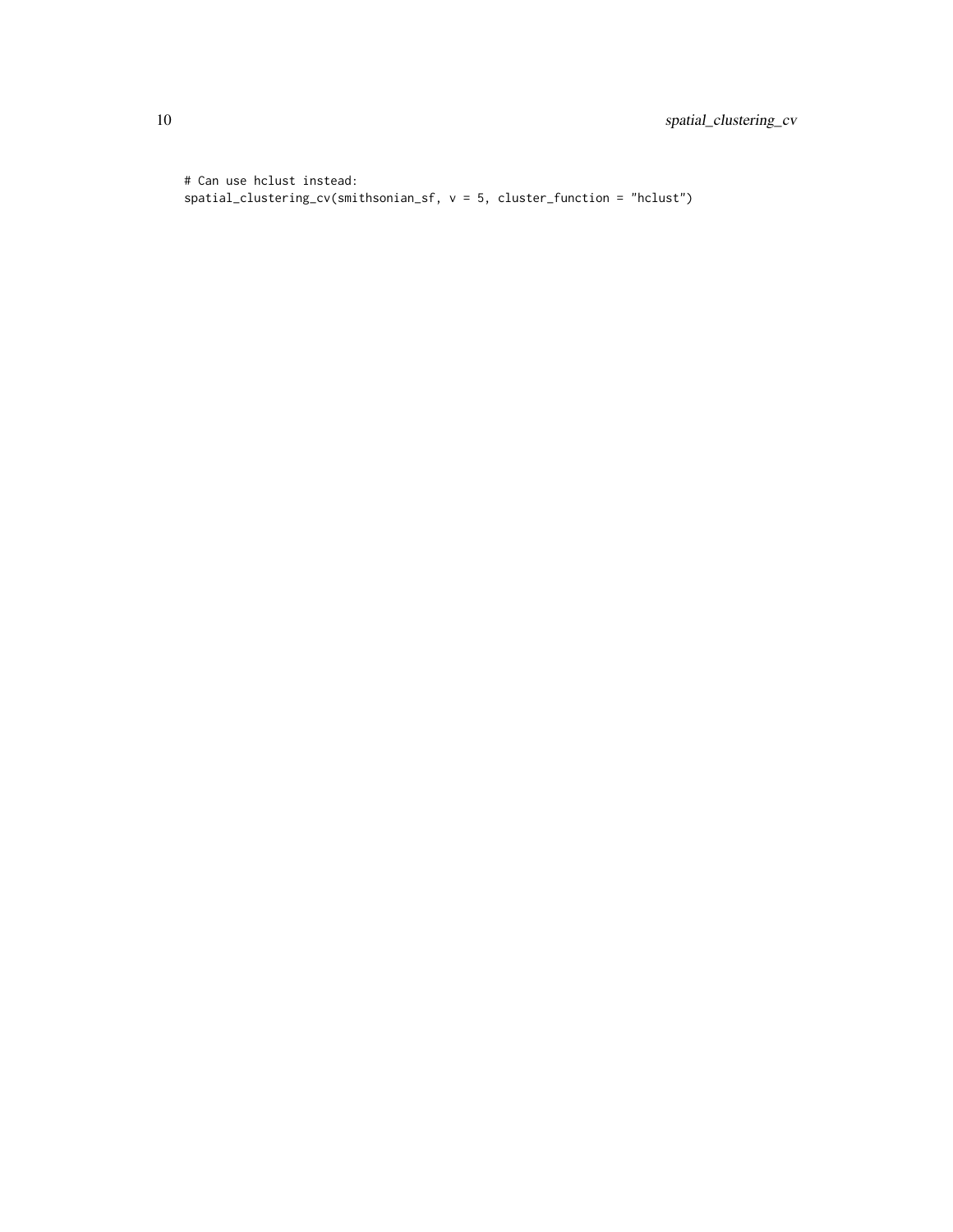```
# Can use hclust instead:
spatial_clustering_cv(smithsonian_sf, v = 5, cluster_function = "hclust")
```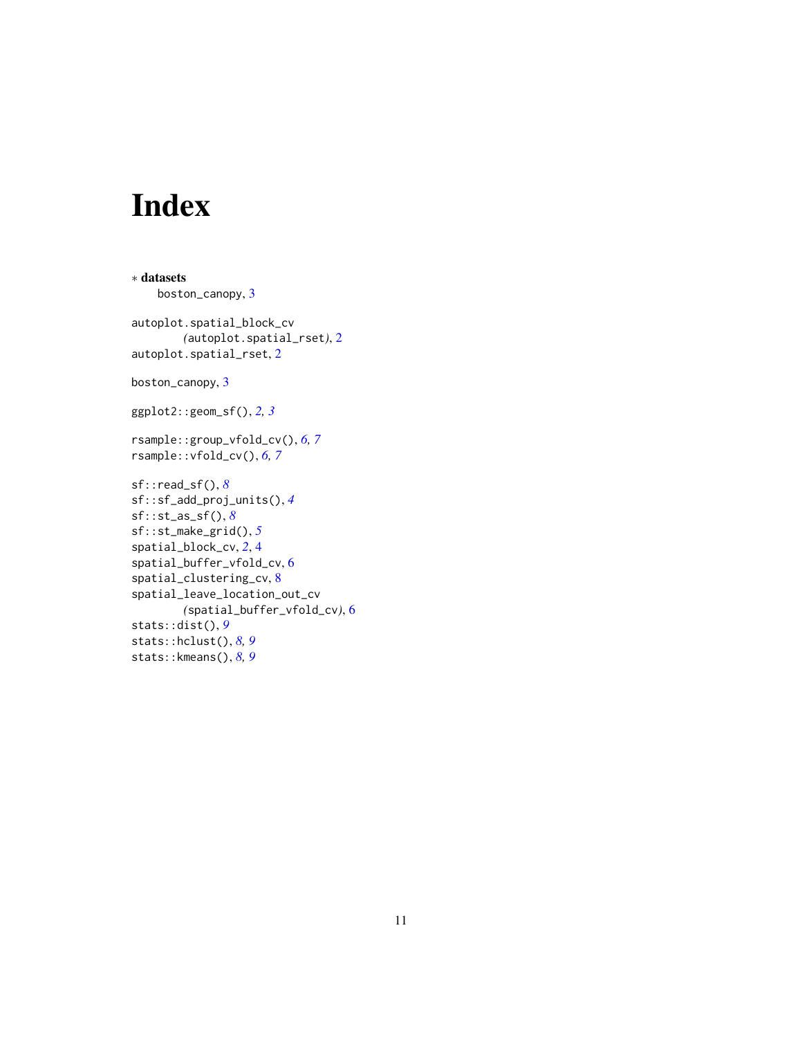# Index

∗ **datasets**

    boston_canopy, 3

autoplot.spatial_block_cv
        (autoplot.spatial_rset), 2
autoplot.spatial_rset, 2

boston_canopy, 3

ggplot2::geom_sf(), *2, 3*

rsample::group_vfold_cv(), *6, 7*
rsample::vfold_cv(), *6, 7*

sf::read_sf(), *8*
sf::sf_add_proj_units(), *4*
sf::st_as_sf(), *8*
sf::st_make_grid(), *5*
spatial_block_cv, *2*, 4
spatial_buffer_vfold_cv, 6
spatial_clustering_cv, 8
spatial_leave_location_out_cv
        (spatial_buffer_vfold_cv), 6
stats::dist(), *9*
stats::hclust(), *8, 9*
stats::kmeans(), *8, 9*